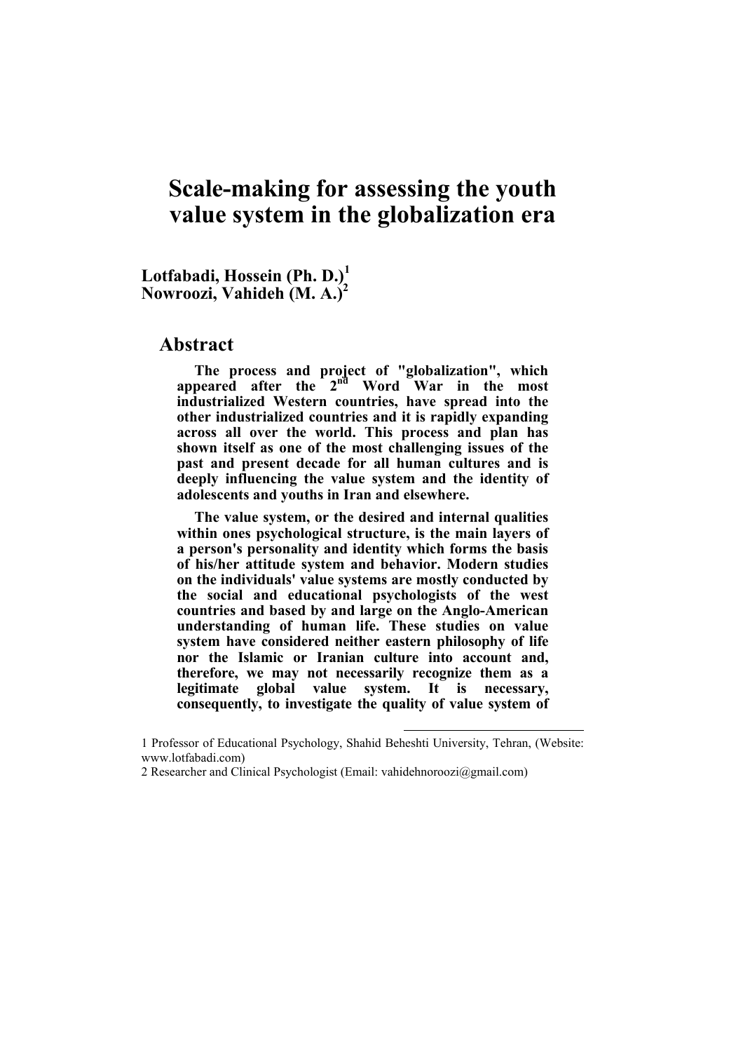# Scale-making for assessing the youth value system in the globalization era

**Lotfabadi, Hossein (Ph. D.)[1]**
**Nowroozi, Vahideh (M. A.)[2]**

## Abstract

**The process and project of "globalization", which appeared after the 2nd Word War in the most industrialized Western countries, have spread into the other industrialized countries and it is rapidly expanding across all over the world. This process and plan has shown itself as one of the most challenging issues of the past and present decade for all human cultures and is deeply influencing the value system and the identity of adolescents and youths in Iran and elsewhere.**

**The value system, or the desired and internal qualities within ones psychological structure, is the main layers of a person's personality and identity which forms the basis of his/her attitude system and behavior. Modern studies on the individuals' value systems are mostly conducted by the social and educational psychologists of the west countries and based by and large on the Anglo-American understanding of human life. These studies on value system have considered neither eastern philosophy of life nor the Islamic or Iranian culture into account and, therefore, we may not necessarily recognize them as a legitimate global value system. It is necessary, consequently, to investigate the quality of value system of**

---

1 Professor of Educational Psychology, Shahid Beheshti University, Tehran, (Website: www.lotfabadi.com)

2 Researcher and Clinical Psychologist (Email: vahidehnoroozi@gmail.com)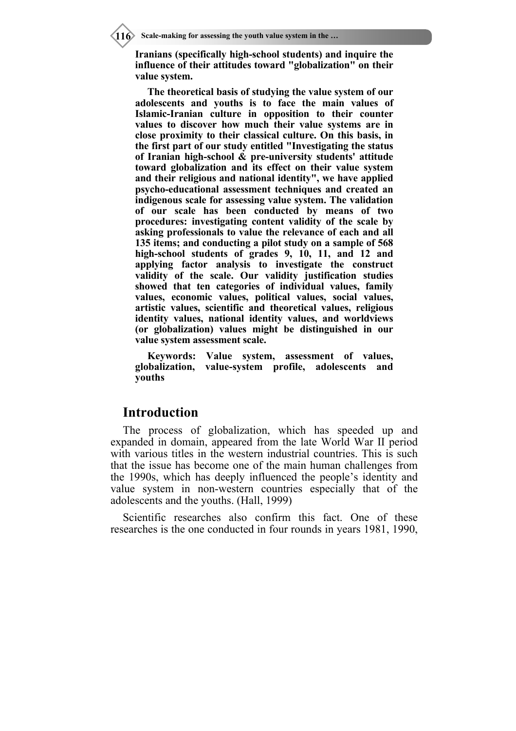**Iranians (specifically high-school students) and inquire the influence of their attitudes toward "globalization" on their value system.**

**The theoretical basis of studying the value system of our adolescents and youths is to face the main values of Islamic-Iranian culture in opposition to their counter values to discover how much their value systems are in close proximity to their classical culture. On this basis, in the first part of our study entitled "Investigating the status of Iranian high-school & pre-university students' attitude toward globalization and its effect on their value system and their religious and national identity", we have applied psycho-educational assessment techniques and created an indigenous scale for assessing value system. The validation of our scale has been conducted by means of two procedures: investigating content validity of the scale by asking professionals to value the relevance of each and all 135 items; and conducting a pilot study on a sample of 568 high-school students of grades 9, 10, 11, and 12 and applying factor analysis to investigate the construct validity of the scale. Our validity justification studies showed that ten categories of individual values, family values, economic values, political values, social values, artistic values, scientific and theoretical values, religious identity values, national identity values, and worldviews (or globalization) values might be distinguished in our value system assessment scale.**

**Keywords: Value system, assessment of values, globalization, value-system profile, adolescents and youths**

## Introduction

The process of globalization, which has speeded up and expanded in domain, appeared from the late World War II period with various titles in the western industrial countries. This is such that the issue has become one of the main human challenges from the 1990s, which has deeply influenced the people's identity and value system in non-western countries especially that of the adolescents and the youths. (Hall, 1999)

Scientific researches also confirm this fact. One of these researches is the one conducted in four rounds in years 1981, 1990,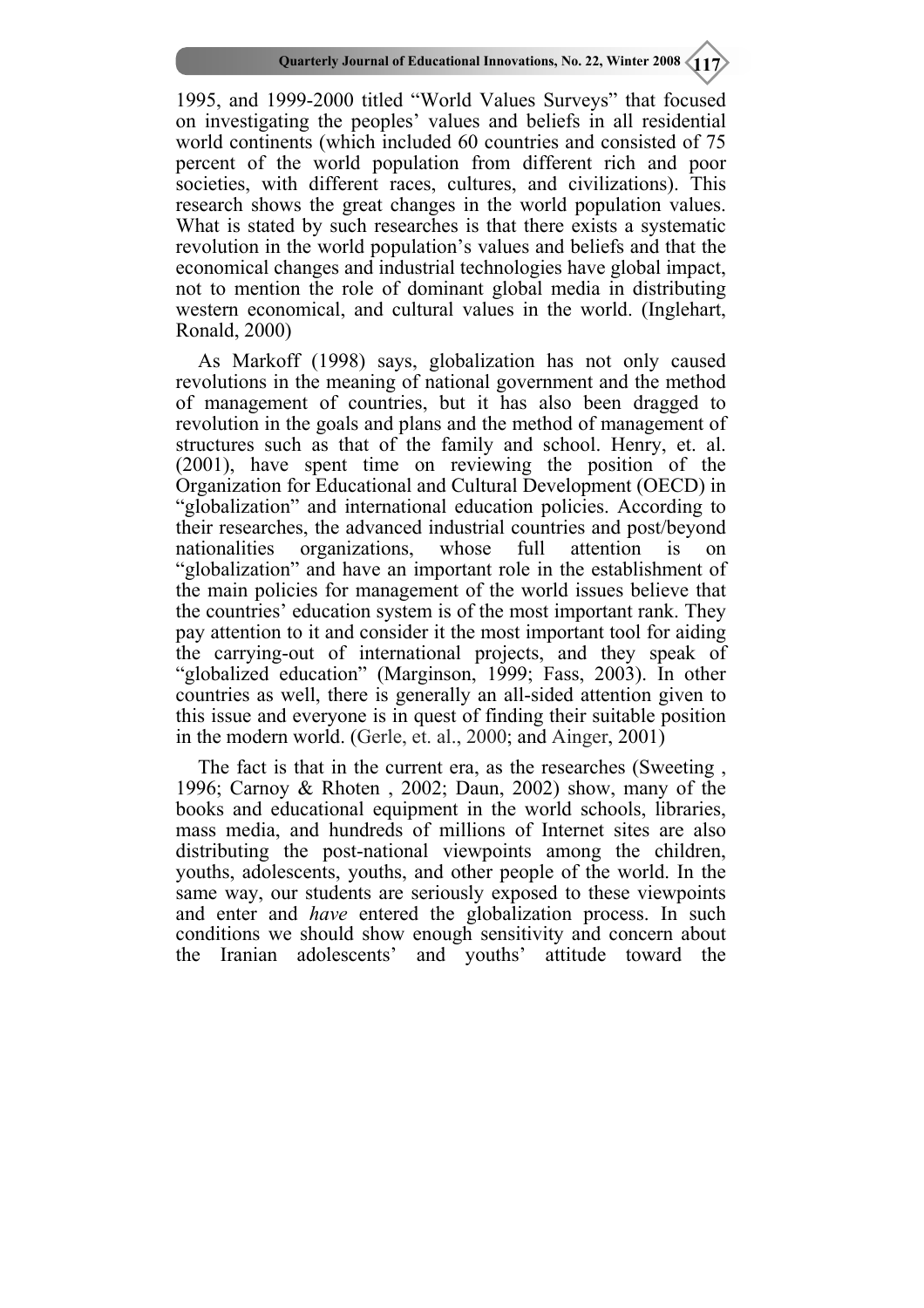1995, and 1999-2000 titled "World Values Surveys" that focused on investigating the peoples' values and beliefs in all residential world continents (which included 60 countries and consisted of 75 percent of the world population from different rich and poor societies, with different races, cultures, and civilizations). This research shows the great changes in the world population values. What is stated by such researches is that there exists a systematic revolution in the world population's values and beliefs and that the economical changes and industrial technologies have global impact, not to mention the role of dominant global media in distributing western economical, and cultural values in the world. (Inglehart, Ronald, 2000)

As Markoff (1998) says, globalization has not only caused revolutions in the meaning of national government and the method of management of countries, but it has also been dragged to revolution in the goals and plans and the method of management of structures such as that of the family and school. Henry, et. al. (2001), have spent time on reviewing the position of the Organization for Educational and Cultural Development (OECD) in "globalization" and international education policies. According to their researches, the advanced industrial countries and post/beyond nationalities organizations, whose full attention is on "globalization" and have an important role in the establishment of the main policies for management of the world issues believe that the countries' education system is of the most important rank. They pay attention to it and consider it the most important tool for aiding the carrying-out of international projects, and they speak of "globalized education" (Marginson, 1999; Fass, 2003). In other countries as well, there is generally an all-sided attention given to this issue and everyone is in quest of finding their suitable position in the modern world. (Gerle, et. al., 2000; and Ainger, 2001)

The fact is that in the current era, as the researches (Sweeting , 1996; Carnoy & Rhoten , 2002; Daun, 2002) show, many of the books and educational equipment in the world schools, libraries, mass media, and hundreds of millions of Internet sites are also distributing the post-national viewpoints among the children, youths, adolescents, youths, and other people of the world. In the same way, our students are seriously exposed to these viewpoints and enter and *have* entered the globalization process. In such conditions we should show enough sensitivity and concern about the Iranian adolescents' and youths' attitude toward the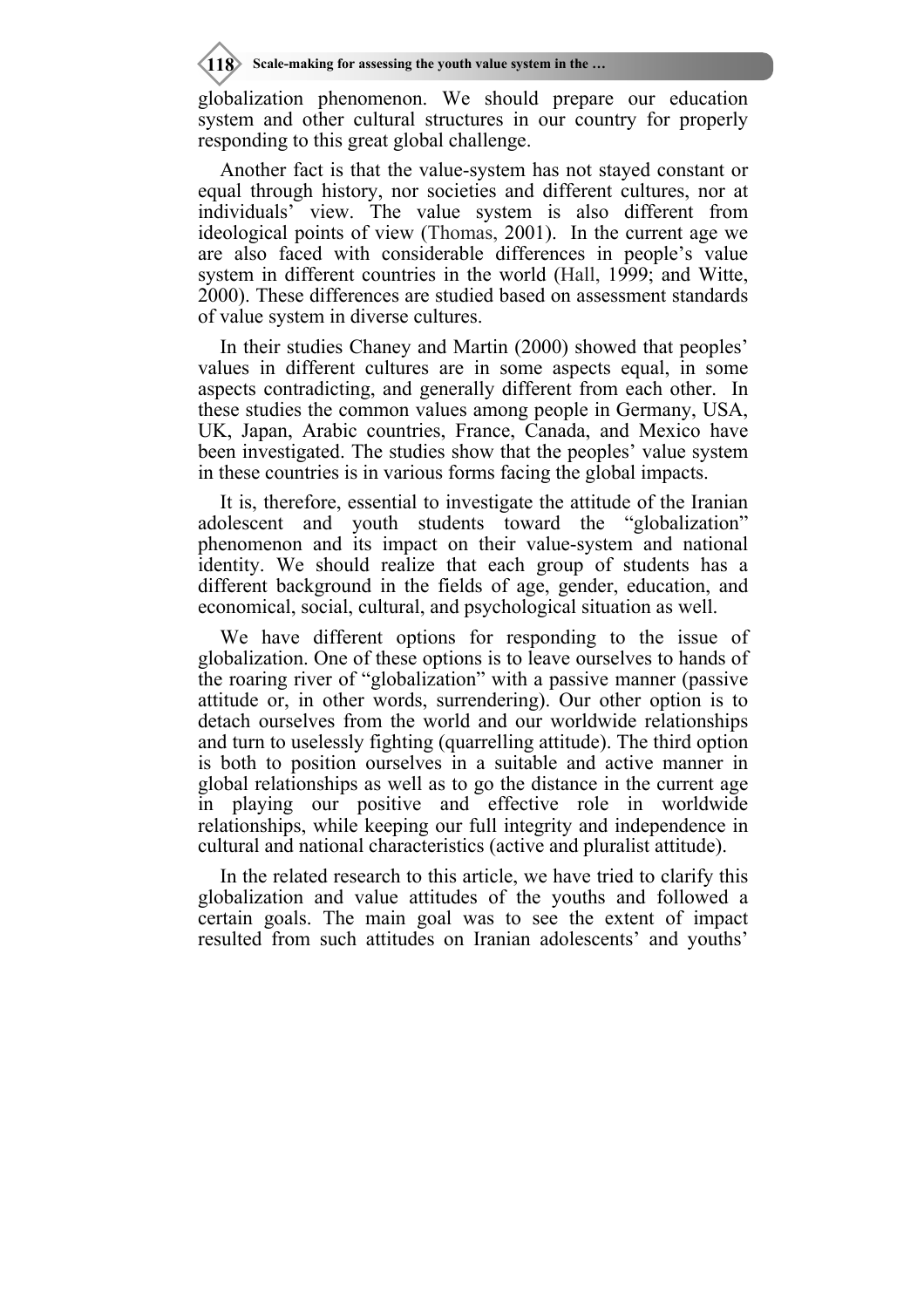globalization phenomenon. We should prepare our education system and other cultural structures in our country for properly responding to this great global challenge.

Another fact is that the value-system has not stayed constant or equal through history, nor societies and different cultures, nor at individuals' view. The value system is also different from ideological points of view (Thomas, 2001). In the current age we are also faced with considerable differences in people's value system in different countries in the world (Hall, 1999; and Witte, 2000). These differences are studied based on assessment standards of value system in diverse cultures.

In their studies Chaney and Martin (2000) showed that peoples' values in different cultures are in some aspects equal, in some aspects contradicting, and generally different from each other. In these studies the common values among people in Germany, USA, UK, Japan, Arabic countries, France, Canada, and Mexico have been investigated. The studies show that the peoples' value system in these countries is in various forms facing the global impacts.

It is, therefore, essential to investigate the attitude of the Iranian adolescent and youth students toward the "globalization" phenomenon and its impact on their value-system and national identity. We should realize that each group of students has a different background in the fields of age, gender, education, and economical, social, cultural, and psychological situation as well.

We have different options for responding to the issue of globalization. One of these options is to leave ourselves to hands of the roaring river of "globalization" with a passive manner (passive attitude or, in other words, surrendering). Our other option is to detach ourselves from the world and our worldwide relationships and turn to uselessly fighting (quarrelling attitude). The third option is both to position ourselves in a suitable and active manner in global relationships as well as to go the distance in the current age in playing our positive and effective role in worldwide relationships, while keeping our full integrity and independence in cultural and national characteristics (active and pluralist attitude).

In the related research to this article, we have tried to clarify this globalization and value attitudes of the youths and followed a certain goals. The main goal was to see the extent of impact resulted from such attitudes on Iranian adolescents' and youths'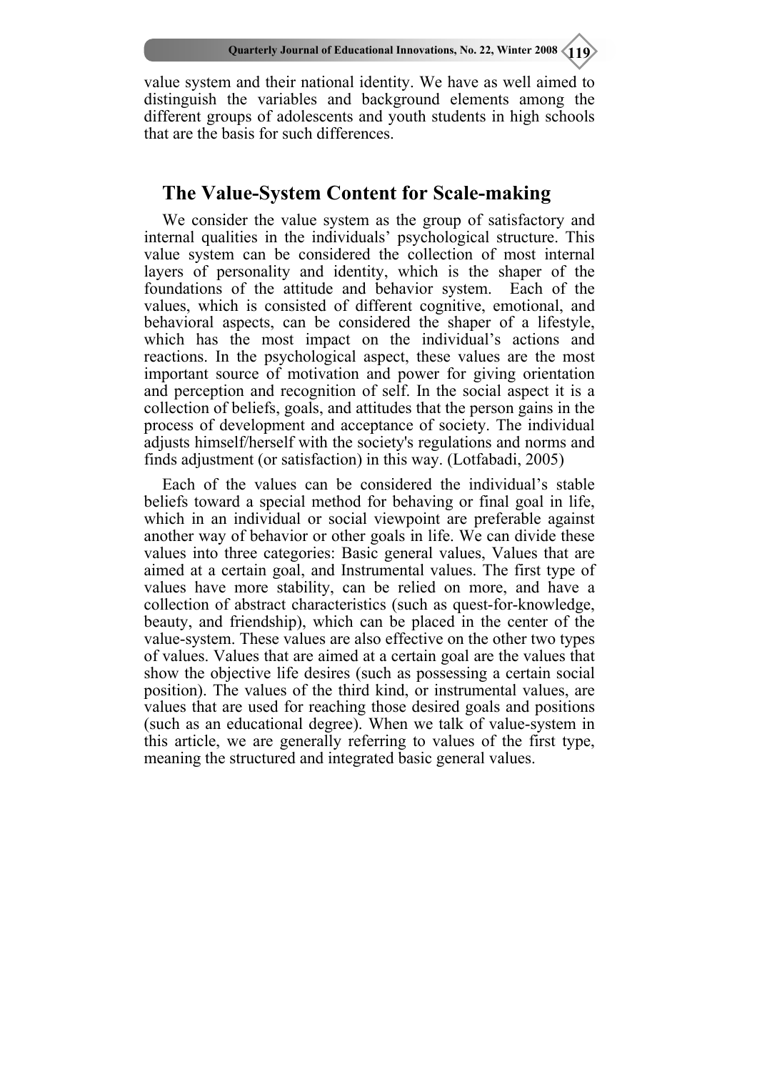value system and their national identity. We have as well aimed to distinguish the variables and background elements among the different groups of adolescents and youth students in high schools that are the basis for such differences.

## The Value-System Content for Scale-making

We consider the value system as the group of satisfactory and internal qualities in the individuals' psychological structure. This value system can be considered the collection of most internal layers of personality and identity, which is the shaper of the foundations of the attitude and behavior system. Each of the values, which is consisted of different cognitive, emotional, and behavioral aspects, can be considered the shaper of a lifestyle, which has the most impact on the individual's actions and reactions. In the psychological aspect, these values are the most important source of motivation and power for giving orientation and perception and recognition of self. In the social aspect it is a collection of beliefs, goals, and attitudes that the person gains in the process of development and acceptance of society. The individual adjusts himself/herself with the society's regulations and norms and finds adjustment (or satisfaction) in this way. (Lotfabadi, 2005)

Each of the values can be considered the individual's stable beliefs toward a special method for behaving or final goal in life, which in an individual or social viewpoint are preferable against another way of behavior or other goals in life. We can divide these values into three categories: Basic general values, Values that are aimed at a certain goal, and Instrumental values. The first type of values have more stability, can be relied on more, and have a collection of abstract characteristics (such as quest-for-knowledge, beauty, and friendship), which can be placed in the center of the value-system. These values are also effective on the other two types of values. Values that are aimed at a certain goal are the values that show the objective life desires (such as possessing a certain social position). The values of the third kind, or instrumental values, are values that are used for reaching those desired goals and positions (such as an educational degree). When we talk of value-system in this article, we are generally referring to values of the first type, meaning the structured and integrated basic general values.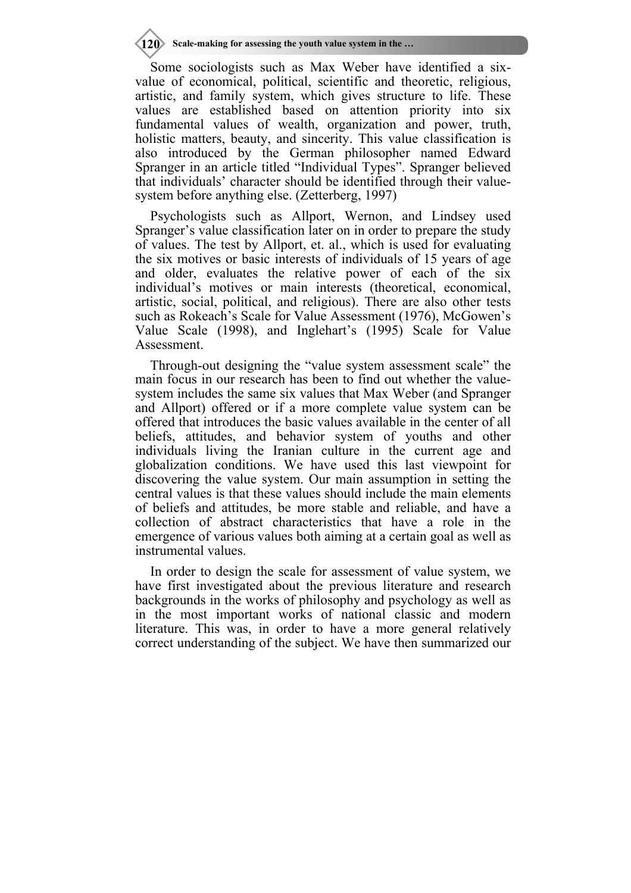Some sociologists such as Max Weber have identified a six-value of economical, political, scientific and theoretic, religious, artistic, and family system, which gives structure to life. These values are established based on attention priority into six fundamental values of wealth, organization and power, truth, holistic matters, beauty, and sincerity. This value classification is also introduced by the German philosopher named Edward Spranger in an article titled "Individual Types". Spranger believed that individuals' character should be identified through their value-system before anything else. (Zetterberg, 1997)

Psychologists such as Allport, Wernon, and Lindsey used Spranger's value classification later on in order to prepare the study of values. The test by Allport, et. al., which is used for evaluating the six motives or basic interests of individuals of 15 years of age and older, evaluates the relative power of each of the six individual's motives or main interests (theoretical, economical, artistic, social, political, and religious). There are also other tests such as Rokeach's Scale for Value Assessment (1976), McGowen's Value Scale (1998), and Inglehart's (1995) Scale for Value Assessment.

Through-out designing the "value system assessment scale" the main focus in our research has been to find out whether the value-system includes the same six values that Max Weber (and Spranger and Allport) offered or if a more complete value system can be offered that introduces the basic values available in the center of all beliefs, attitudes, and behavior system of youths and other individuals living the Iranian culture in the current age and globalization conditions. We have used this last viewpoint for discovering the value system. Our main assumption in setting the central values is that these values should include the main elements of beliefs and attitudes, be more stable and reliable, and have a collection of abstract characteristics that have a role in the emergence of various values both aiming at a certain goal as well as instrumental values.

In order to design the scale for assessment of value system, we have first investigated about the previous literature and research backgrounds in the works of philosophy and psychology as well as in the most important works of national classic and modern literature. This was, in order to have a more general relatively correct understanding of the subject. We have then summarized our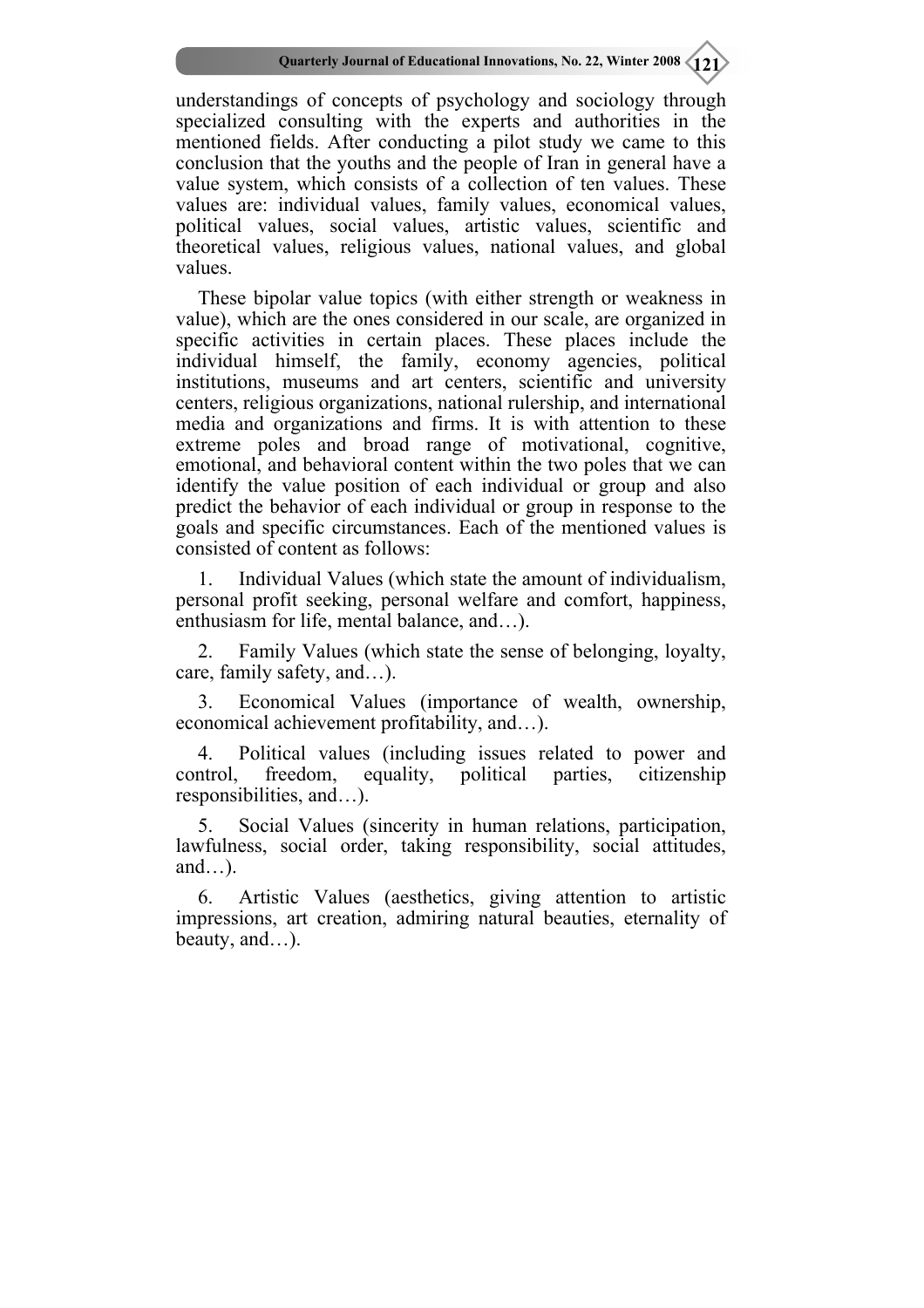understandings of concepts of psychology and sociology through specialized consulting with the experts and authorities in the mentioned fields. After conducting a pilot study we came to this conclusion that the youths and the people of Iran in general have a value system, which consists of a collection of ten values. These values are: individual values, family values, economical values, political values, social values, artistic values, scientific and theoretical values, religious values, national values, and global values.

These bipolar value topics (with either strength or weakness in value), which are the ones considered in our scale, are organized in specific activities in certain places. These places include the individual himself, the family, economy agencies, political institutions, museums and art centers, scientific and university centers, religious organizations, national rulership, and international media and organizations and firms. It is with attention to these extreme poles and broad range of motivational, cognitive, emotional, and behavioral content within the two poles that we can identify the value position of each individual or group and also predict the behavior of each individual or group in response to the goals and specific circumstances. Each of the mentioned values is consisted of content as follows:

1. Individual Values (which state the amount of individualism, personal profit seeking, personal welfare and comfort, happiness, enthusiasm for life, mental balance, and…).

2. Family Values (which state the sense of belonging, loyalty, care, family safety, and…).

3. Economical Values (importance of wealth, ownership, economical achievement profitability, and…).

4. Political values (including issues related to power and control, freedom, equality, political parties, citizenship responsibilities, and…).

5. Social Values (sincerity in human relations, participation, lawfulness, social order, taking responsibility, social attitudes, and…).

6. Artistic Values (aesthetics, giving attention to artistic impressions, art creation, admiring natural beauties, eternality of beauty, and…).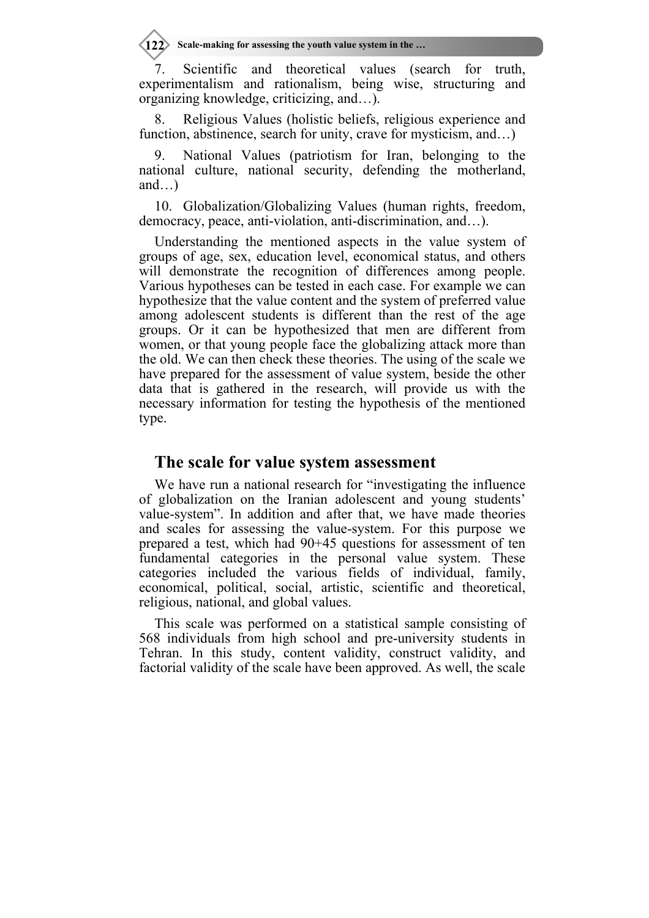7. Scientific and theoretical values (search for truth, experimentalism and rationalism, being wise, structuring and organizing knowledge, criticizing, and…).

8. Religious Values (holistic beliefs, religious experience and function, abstinence, search for unity, crave for mysticism, and…)

9. National Values (patriotism for Iran, belonging to the national culture, national security, defending the motherland, and…)

10. Globalization/Globalizing Values (human rights, freedom, democracy, peace, anti-violation, anti-discrimination, and…).

Understanding the mentioned aspects in the value system of groups of age, sex, education level, economical status, and others will demonstrate the recognition of differences among people. Various hypotheses can be tested in each case. For example we can hypothesize that the value content and the system of preferred value among adolescent students is different than the rest of the age groups. Or it can be hypothesized that men are different from women, or that young people face the globalizing attack more than the old. We can then check these theories. The using of the scale we have prepared for the assessment of value system, beside the other data that is gathered in the research, will provide us with the necessary information for testing the hypothesis of the mentioned type.

## The scale for value system assessment

We have run a national research for "investigating the influence of globalization on the Iranian adolescent and young students' value-system". In addition and after that, we have made theories and scales for assessing the value-system. For this purpose we prepared a test, which had 90+45 questions for assessment of ten fundamental categories in the personal value system. These categories included the various fields of individual, family, economical, political, social, artistic, scientific and theoretical, religious, national, and global values.

This scale was performed on a statistical sample consisting of 568 individuals from high school and pre-university students in Tehran. In this study, content validity, construct validity, and factorial validity of the scale have been approved. As well, the scale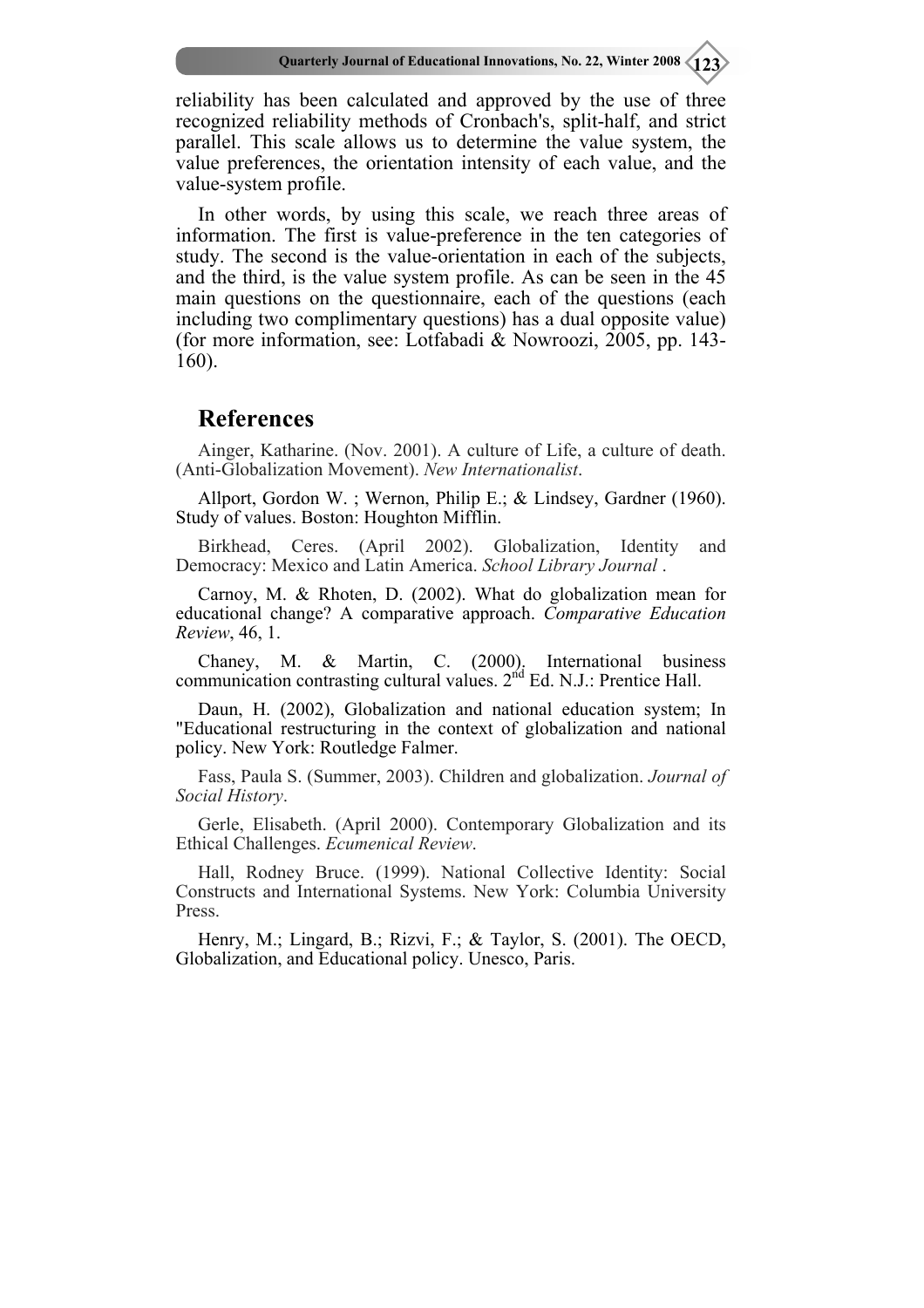reliability has been calculated and approved by the use of three recognized reliability methods of Cronbach's, split-half, and strict parallel. This scale allows us to determine the value system, the value preferences, the orientation intensity of each value, and the value-system profile.

In other words, by using this scale, we reach three areas of information. The first is value-preference in the ten categories of study. The second is the value-orientation in each of the subjects, and the third, is the value system profile. As can be seen in the 45 main questions on the questionnaire, each of the questions (each including two complimentary questions) has a dual opposite value) (for more information, see: Lotfabadi & Nowroozi, 2005, pp. 143-160).

## References

Ainger, Katharine. (Nov. 2001). A culture of Life, a culture of death. (Anti-Globalization Movement). *New Internationalist*.

Allport, Gordon W. ; Wernon, Philip E.; & Lindsey, Gardner (1960). Study of values. Boston: Houghton Mifflin.

Birkhead, Ceres. (April 2002). Globalization, Identity and Democracy: Mexico and Latin America. *School Library Journal* .

Carnoy, M. & Rhoten, D. (2002). What do globalization mean for educational change? A comparative approach. *Comparative Education Review*, 46, 1.

Chaney, M. & Martin, C. (2000). International business communication contrasting cultural values. 2nd Ed. N.J.: Prentice Hall.

Daun, H. (2002), Globalization and national education system; In "Educational restructuring in the context of globalization and national policy. New York: Routledge Falmer.

Fass, Paula S. (Summer, 2003). Children and globalization. *Journal of Social History*.

Gerle, Elisabeth. (April 2000). Contemporary Globalization and its Ethical Challenges. *Ecumenical Review*.

Hall, Rodney Bruce. (1999). National Collective Identity: Social Constructs and International Systems. New York: Columbia University Press.

Henry, M.; Lingard, B.; Rizvi, F.; & Taylor, S. (2001). The OECD, Globalization, and Educational policy. Unesco, Paris.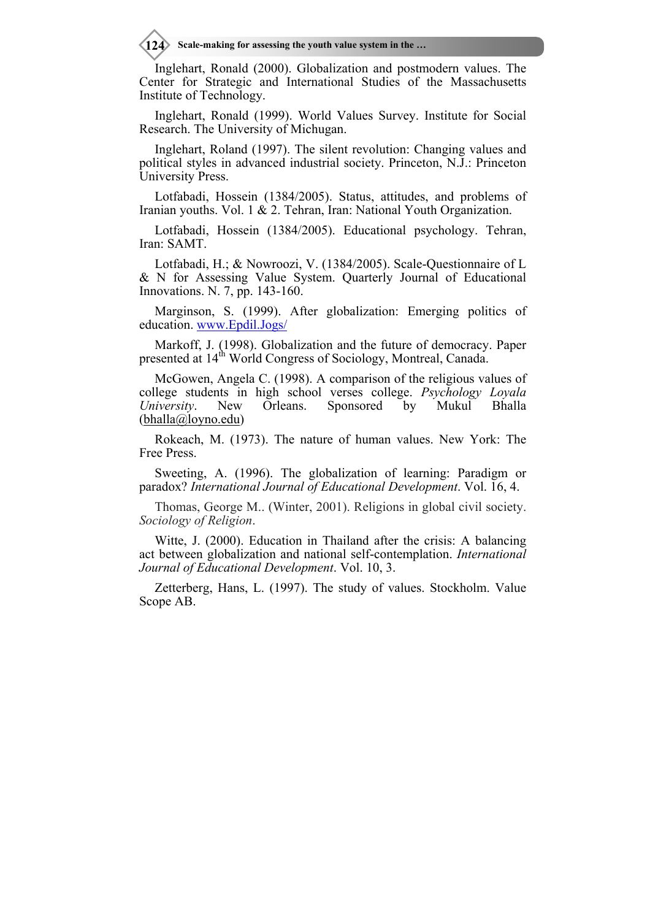Inglehart, Ronald (2000). Globalization and postmodern values. The Center for Strategic and International Studies of the Massachusetts Institute of Technology.

Inglehart, Ronald (1999). World Values Survey. Institute for Social Research. The University of Michigan.

Inglehart, Roland (1997). The silent revolution: Changing values and political styles in advanced industrial society. Princeton, N.J.: Princeton University Press.

Lotfabadi, Hossein (1384/2005). Status, attitudes, and problems of Iranian youths. Vol. 1 & 2. Tehran, Iran: National Youth Organization.

Lotfabadi, Hossein (1384/2005). Educational psychology. Tehran, Iran: SAMT.

Lotfabadi, H.; & Nowroozi, V. (1384/2005). Scale-Questionnaire of L & N for Assessing Value System. Quarterly Journal of Educational Innovations. N. 7, pp. 143-160.

Marginson, S. (1999). After globalization: Emerging politics of education. www.Epdil.Jogs/

Markoff, J. (1998). Globalization and the future of democracy. Paper presented at 14th World Congress of Sociology, Montreal, Canada.

McGowen, Angela C. (1998). A comparison of the religious values of college students in high school verses college. *Psychology Loyala University*. New Orleans. Sponsored by Mukul Bhalla (bhalla@loyno.edu)

Rokeach, M. (1973). The nature of human values. New York: The Free Press.

Sweeting, A. (1996). The globalization of learning: Paradigm or paradox? *International Journal of Educational Development*. Vol. 16, 4.

Thomas, George M.. (Winter, 2001). Religions in global civil society. *Sociology of Religion*.

Witte, J. (2000). Education in Thailand after the crisis: A balancing act between globalization and national self-contemplation. *International Journal of Educational Development*. Vol. 10, 3.

Zetterberg, Hans, L. (1997). The study of values. Stockholm. Value Scope AB.